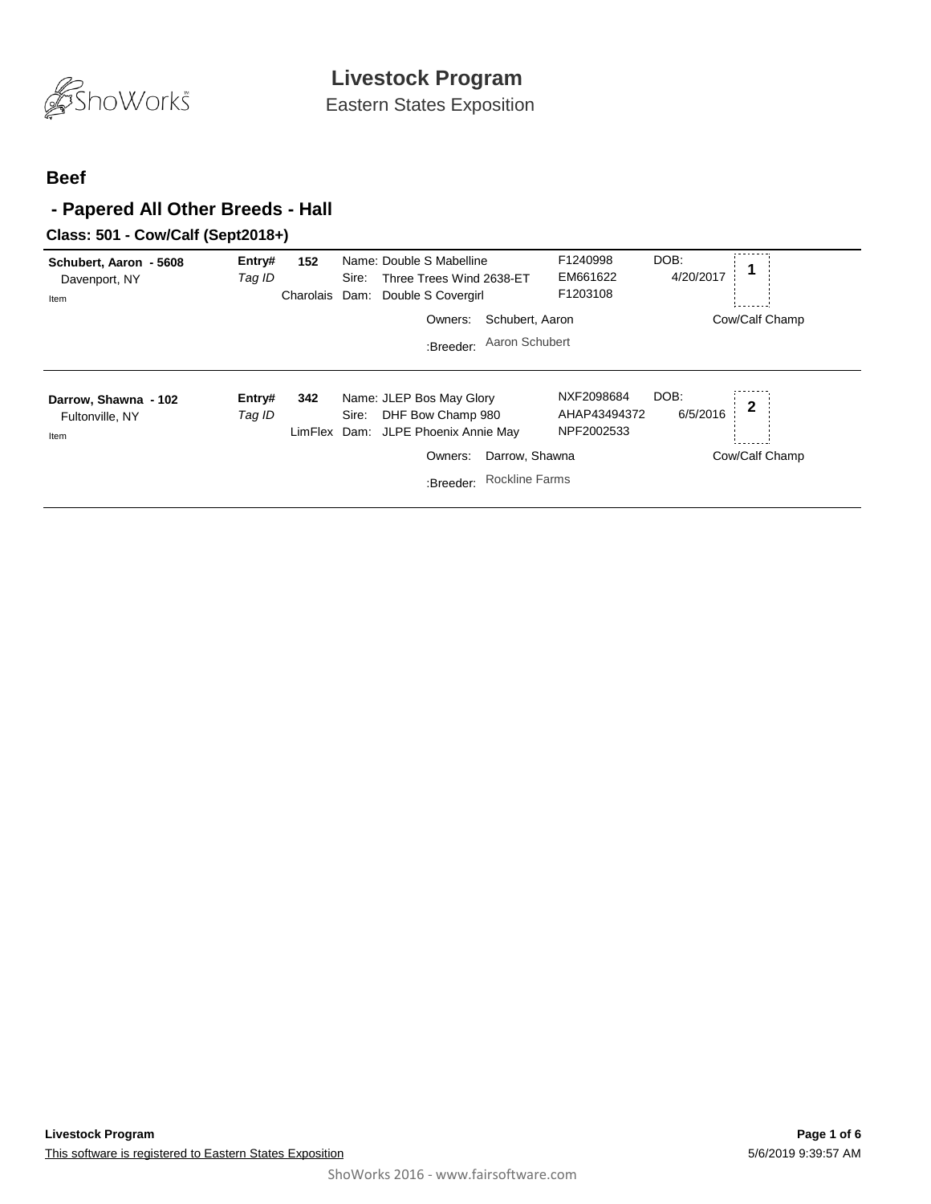# Livestock Program

Eastern States Exposition

## Beef

### - Papered All Other Breeds - Hall

#### Class: 501 - Cow/Calf (Sept2018+)

**Schubert, Aaron - 5608**
Davenport, NY
Item

**Entry#** **152**
*Tag ID*
Charolais

Name: Double S Mabelline — F1240998
Sire: Three Trees Wind 2638-ET — EM661622
Dam: Double S Covergirl — F1203108

DOB: 4/20/2017

Placing: **1**

Owners: Schubert, Aaron
:Breeder: Aaron Schubert

Cow/Calf Champ

---

**Darrow, Shawna - 102**
Fultonville, NY
Item

**Entry#** **342**
*Tag ID*
LimFlex

Name: JLEP Bos May Glory — NXF2098684
Sire: DHF Bow Champ 980 — AHAP43494372
Dam: JLPE Phoenix Annie May — NPF2002533

DOB: 6/5/2016

Placing: **2**

Owners: Darrow, Shawna
:Breeder: Rockline Farms

Cow/Calf Champ

---

**Livestock Program**

This software is registered to Eastern States Exposition

5/6/2019 9:39:57 AM

ShoWorks 2016 - www.fairsoftware.com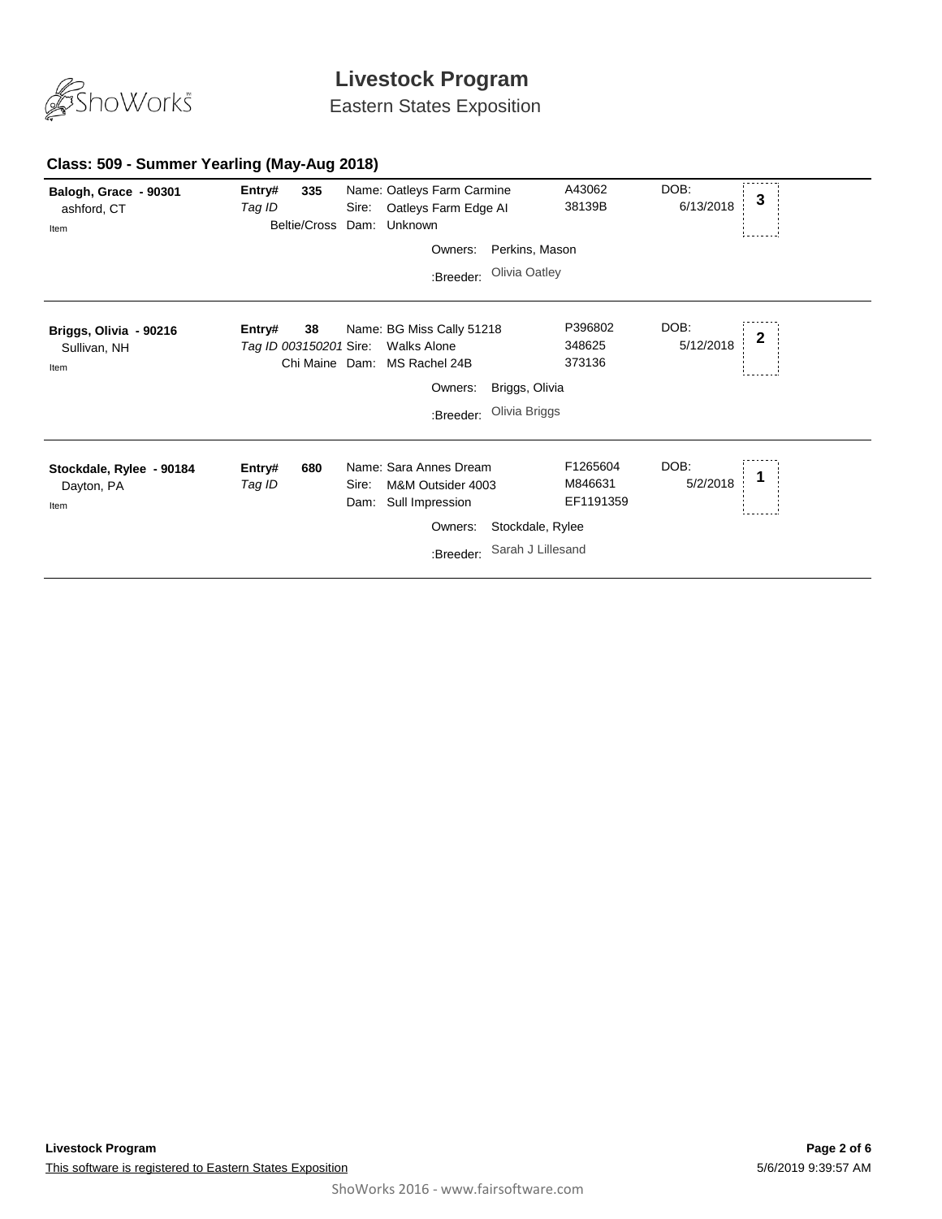# Livestock Program

Eastern States Exposition

## Class: 509 - Summer Yearling (May-Aug 2018)

| Exhibitor | Entry | Animal | Registration | DOB | Place |
|---|---|---|---|---|---|
| **Balogh, Grace - 90301**<br>ashford, CT<br>Item | **Entry# 335**<br>*Tag ID*<br>Beltie/Cross | Name: Oatleys Farm Carmine<br>Sire: Oatleys Farm Edge AI<br>Dam: Unknown<br>Owners: Perkins, Mason<br>:Breeder: Olivia Oatley | A43062<br>38139B | DOB: 6/13/2018 | 3 |
| **Briggs, Olivia - 90216**<br>Sullivan, NH<br>Item | **Entry# 38**<br>*Tag ID* 003150201<br>Chi Maine | Name: BG Miss Cally 51218<br>Sire: Walks Alone<br>Dam: MS Rachel 24B<br>Owners: Briggs, Olivia<br>:Breeder: Olivia Briggs | P396802<br>348625<br>373136 | DOB: 5/12/2018 | 2 |
| **Stockdale, Rylee - 90184**<br>Dayton, PA<br>Item | **Entry# 680**<br>*Tag ID* | Name: Sara Annes Dream<br>Sire: M&M Outsider 4003<br>Dam: Sull Impression<br>Owners: Stockdale, Rylee<br>:Breeder: Sarah J Lillesand | F1265604<br>M846631<br>EF1191359 | DOB: 5/2/2018 | 1 |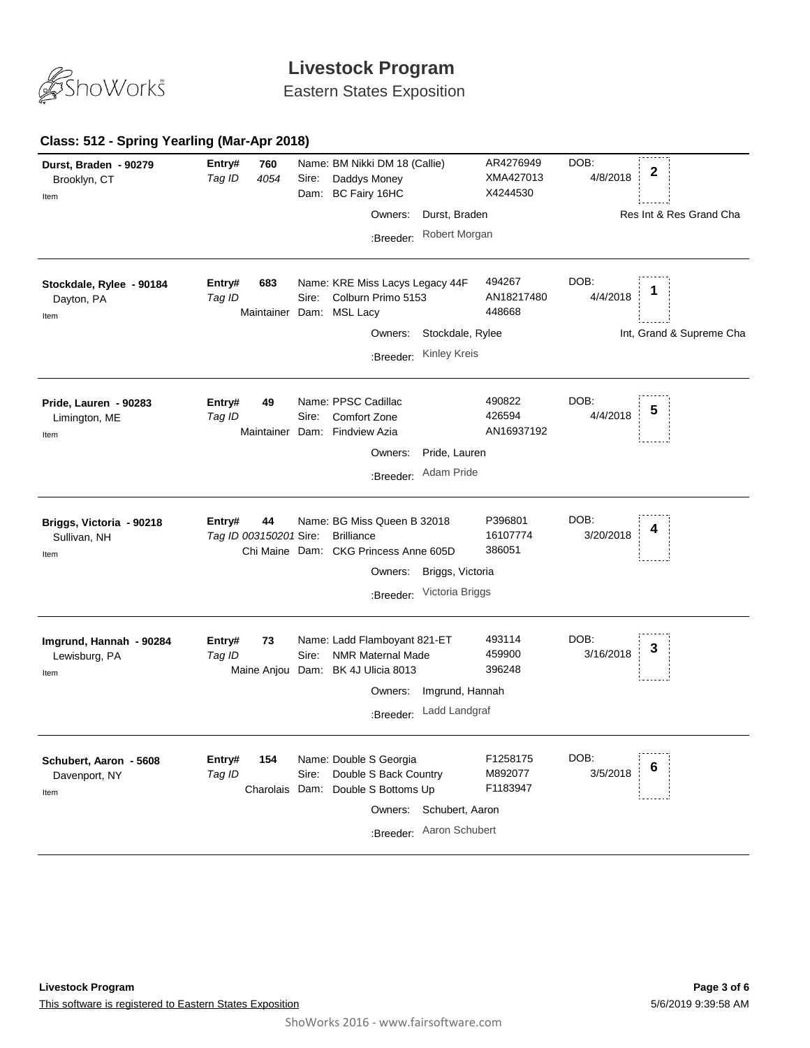# Livestock Program

Eastern States Exposition

### Class: 512 - Spring Yearling (Mar-Apr 2018)

**Durst, Braden - 90279**
Brooklyn, CT
Item

**Entry#** 760
*Tag ID* *4054*

Name: BM Nikki DM 18 (Callie) — AR4276949
Sire: Daddys Money — XMA427013
Dam: BC Fairy 16HC — X4244530

Owners: Durst, Braden
:Breeder: Robert Morgan

DOB: 4/8/2018
**2**
Res Int & Res Grand Cha

---

**Stockdale, Rylee - 90184**
Dayton, PA
Item

**Entry#** 683
*Tag ID*
Maintainer

Name: KRE Miss Lacys Legacy 44F — 494267
Sire: Colburn Primo 5153 — AN18217480
Dam: MSL Lacy — 448668

Owners: Stockdale, Rylee
:Breeder: Kinley Kreis

DOB: 4/4/2018
**1**
Int, Grand & Supreme Cha

---

**Pride, Lauren - 90283**
Limington, ME
Item

**Entry#** 49
*Tag ID*
Maintainer

Name: PPSC Cadillac — 490822
Sire: Comfort Zone — 426594
Dam: Findview Azia — AN16937192

Owners: Pride, Lauren
:Breeder: Adam Pride

DOB: 4/4/2018
**5**

---

**Briggs, Victoria - 90218**
Sullivan, NH
Item

**Entry#** 44
*Tag ID 003150201*
Chi Maine

Name: BG Miss Queen B 32018 — P396801
Sire: Brilliance — 16107774
Dam: CKG Princess Anne 605D — 386051

Owners: Briggs, Victoria
:Breeder: Victoria Briggs

DOB: 3/20/2018
**4**

---

**Imgrund, Hannah - 90284**
Lewisburg, PA
Item

**Entry#** 73
*Tag ID*
Maine Anjou

Name: Ladd Flamboyant 821-ET — 493114
Sire: NMR Maternal Made — 459900
Dam: BK 4J Ulicia 8013 — 396248

Owners: Imgrund, Hannah
:Breeder: Ladd Landgraf

DOB: 3/16/2018
**3**

---

**Schubert, Aaron - 5608**
Davenport, NY
Item

**Entry#** 154
*Tag ID*
Charolais

Name: Double S Georgia — F1258175
Sire: Double S Back Country — M892077
Dam: Double S Bottoms Up — F1183947

Owners: Schubert, Aaron
:Breeder: Aaron Schubert

DOB: 3/5/2018
**6**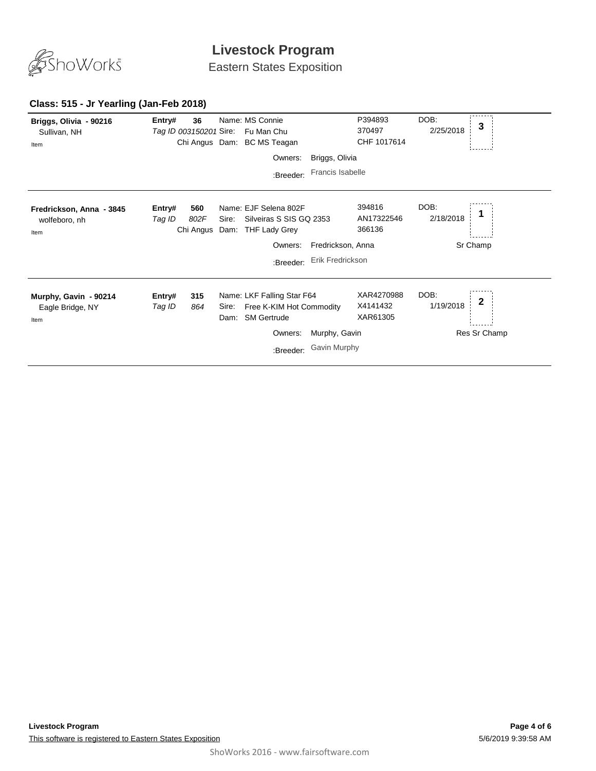# Livestock Program

Eastern States Exposition

## Class: 515 - Jr Yearling (Jan-Feb 2018)

| Exhibitor | Entry | Animal | Registration | DOB | Place |
| --- | --- | --- | --- | --- | --- |
| **Briggs, Olivia - 90216**<br>Sullivan, NH<br>Item | **Entry# 36**<br>*Tag ID 003150201*<br>Chi Angus | Name: MS Connie<br>Sire: Fu Man Chu<br>Dam: BC MS Teagan<br>Owners: Briggs, Olivia<br>:Breeder: Francis Isabelle | P394893<br>370497<br>CHF 1017614 | DOB: 2/25/2018 | 3 |
| **Fredrickson, Anna - 3845**<br>wolfeboro, nh<br>Item | **Entry# 560**<br>*Tag ID 802F*<br>Chi Angus | Name: EJF Selena 802F<br>Sire: Silveiras S SIS GQ 2353<br>Dam: THF Lady Grey<br>Owners: Fredrickson, Anna<br>:Breeder: Erik Fredrickson | 394816<br>AN17322546<br>366136 | DOB: 2/18/2018 | 1<br>Sr Champ |
| **Murphy, Gavin - 90214**<br>Eagle Bridge, NY<br>Item | **Entry# 315**<br>*Tag ID 864* | Name: LKF Falling Star F64<br>Sire: Free K-KIM Hot Commodity<br>Dam: SM Gertrude<br>Owners: Murphy, Gavin<br>:Breeder: Gavin Murphy | XAR4270988<br>X4141432<br>XAR61305 | DOB: 1/19/2018 | 2<br>Res Sr Champ |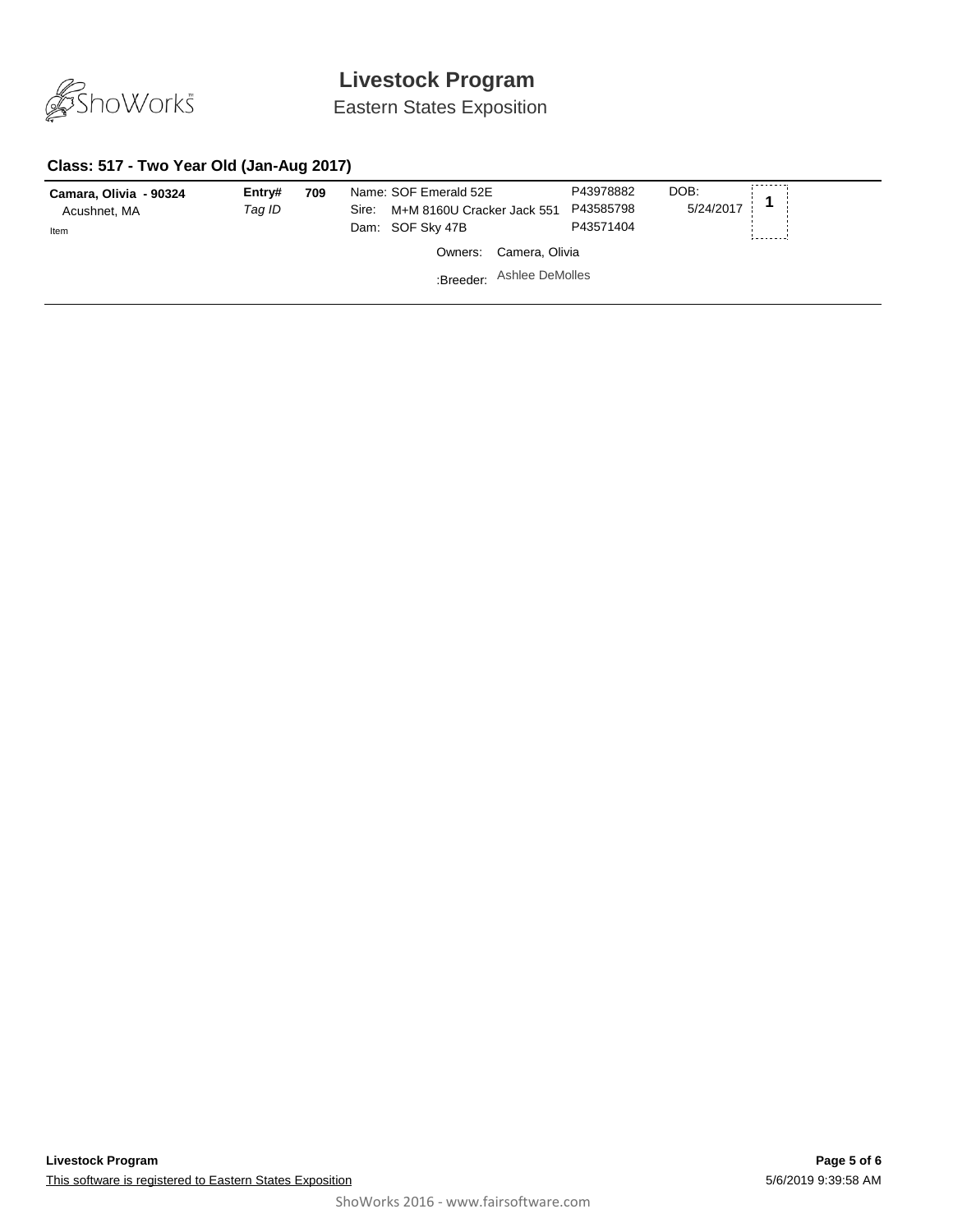# Livestock Program

Eastern States Exposition

### Class: 517 - Two Year Old (Jan-Aug 2017)

| Exhibitor | Entry# / Tag ID | | Animal | Registration | DOB | Place |
|---|---|---|---|---|---|---|
| **Camara, Olivia - 90324**<br>Acushnet, MA<br>Item | **Entry#**<br>*Tag ID* | **709** | Name: SOF Emerald 52E<br>Sire: M+M 8160U Cracker Jack 551<br>Dam: SOF Sky 47B | P43978882<br>P43585798<br>P43571404 | DOB:<br>5/24/2017 | **1** |
| | | | Owners: Camera, Olivia<br>:Breeder: Ashlee DeMolles | | | |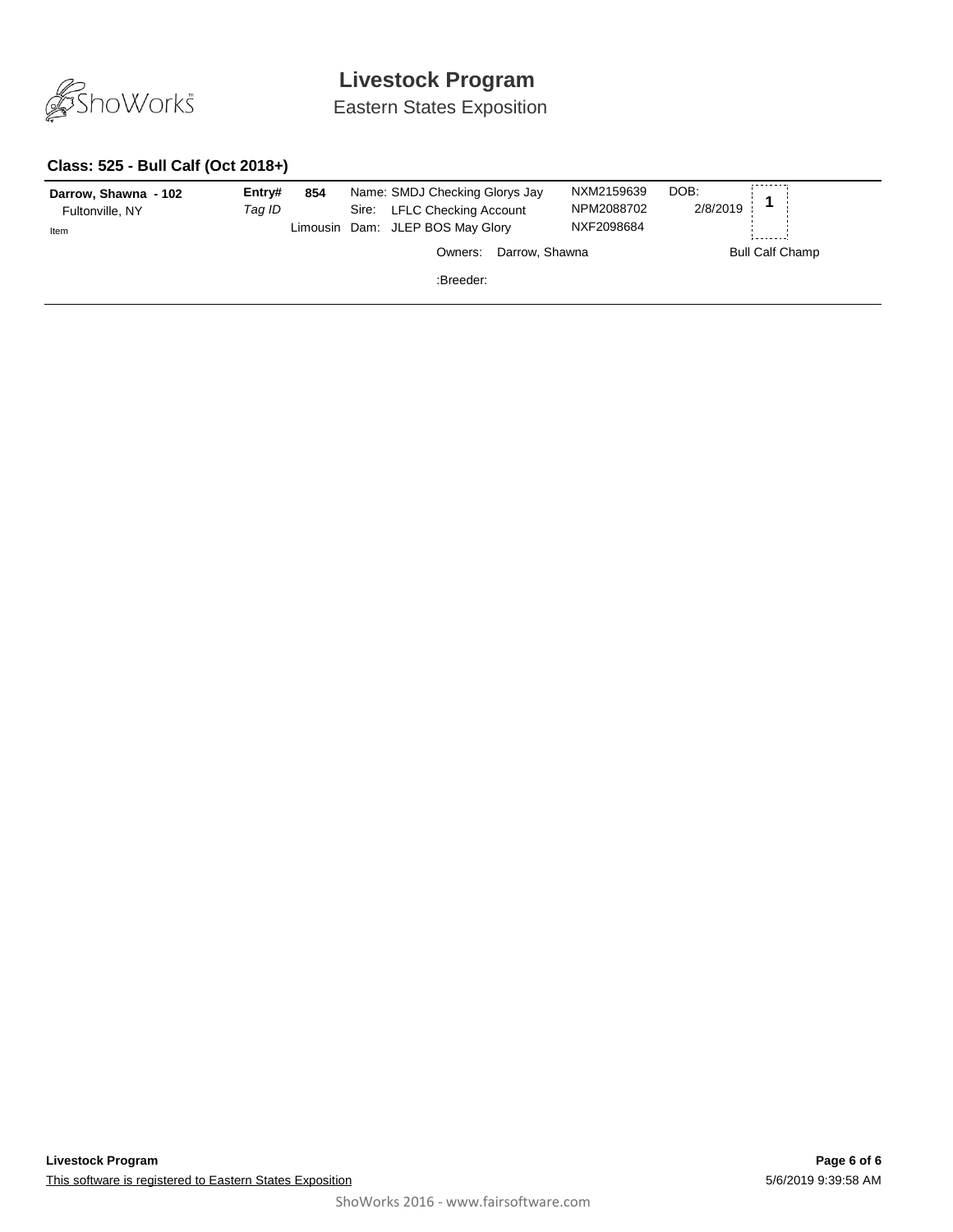# Livestock Program

Eastern States Exposition

### Class: 525 - Bull Calf (Oct 2018+)

| | | | | | | |
|---|---|---|---|---|---|---|
| **Darrow, Shawna - 102**<br>Fultonville, NY<br>Item | **Entry#**<br>*Tag ID* | **854**<br><br>Limousin | Name: SMDJ Checking Glorys Jay<br>Sire: LFLC Checking Account<br>Dam: JLEP BOS May Glory | NXM2159639<br>NPM2088702<br>NXF2098684 | DOB:<br>2/8/2019 | **1** |
| | | | Owners: Darrow, Shawna<br><br>:Breeder: | | | Bull Calf Champ |

**Livestock Program**

This software is registered to Eastern States Exposition

5/6/2019 9:39:58 AM

ShoWorks 2016 - www.fairsoftware.com